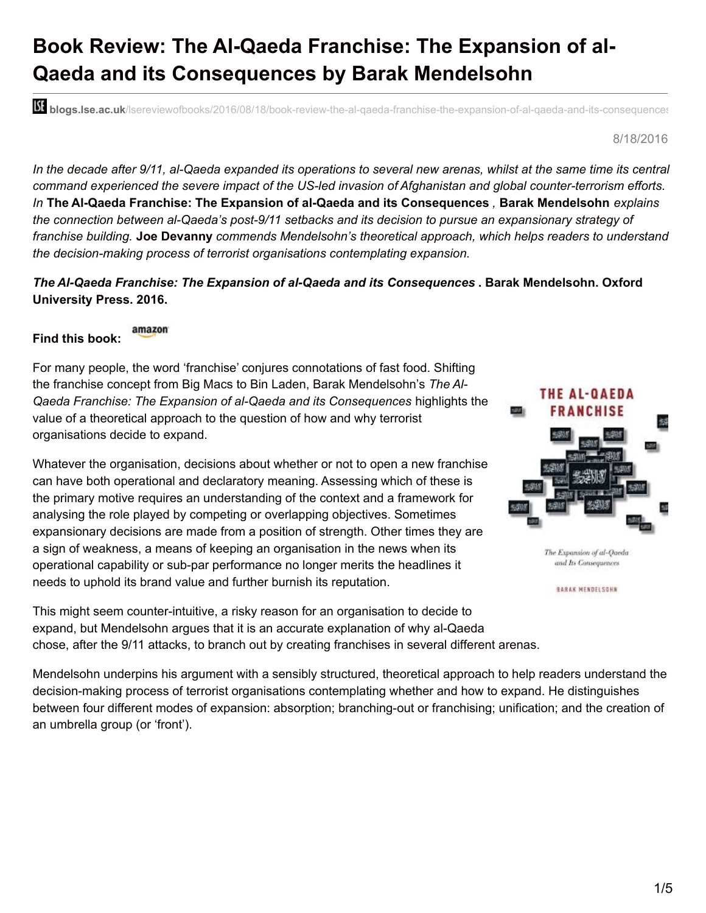# Book Review: The Al-Qaeda Franchise: The Expansion of al-Qaeda and its Consequences by Barak Mendelsohn

**blogs.lse.ac.uk**/lsereviewofbooks/2016/08/18/book-review-the-al-qaeda-franchise-the-expansion-of-al-qaeda-and-its-consequences

8/18/2016

*In the decade after 9/11, al-Qaeda expanded its operations to several new arenas, whilst at the same time its central command experienced the severe impact of the US-led invasion of Afghanistan and global counter-terrorism efforts. In* **The Al-Qaeda Franchise: The Expansion of al-Qaeda and its Consequences** *,* **Barak Mendelsohn** *explains the connection between al-Qaeda's post-9/11 setbacks and its decision to pursue an expansionary strategy of franchise building.* **Joe Devanny** *commends Mendelsohn's theoretical approach, which helps readers to understand the decision-making process of terrorist organisations contemplating expansion.*

***The Al-Qaeda Franchise: The Expansion of al-Qaeda and its Consequences*** **. Barak Mendelsohn. Oxford University Press. 2016.**

**Find this book:**

For many people, the word 'franchise' conjures connotations of fast food. Shifting the franchise concept from Big Macs to Bin Laden, Barak Mendelsohn's *The Al-Qaeda Franchise: The Expansion of al-Qaeda and its Consequences* highlights the value of a theoretical approach to the question of how and why terrorist organisations decide to expand.

Whatever the organisation, decisions about whether or not to open a new franchise can have both operational and declaratory meaning. Assessing which of these is the primary motive requires an understanding of the context and a framework for analysing the role played by competing or overlapping objectives. Sometimes expansionary decisions are made from a position of strength. Other times they are a sign of weakness, a means of keeping an organisation in the news when its operational capability or sub-par performance no longer merits the headlines it needs to uphold its brand value and further burnish its reputation.

This might seem counter-intuitive, a risky reason for an organisation to decide to expand, but Mendelsohn argues that it is an accurate explanation of why al-Qaeda chose, after the 9/11 attacks, to branch out by creating franchises in several different arenas.

Mendelsohn underpins his argument with a sensibly structured, theoretical approach to help readers understand the decision-making process of terrorist organisations contemplating whether and how to expand. He distinguishes between four different modes of expansion: absorption; branching-out or franchising; unification; and the creation of an umbrella group (or 'front').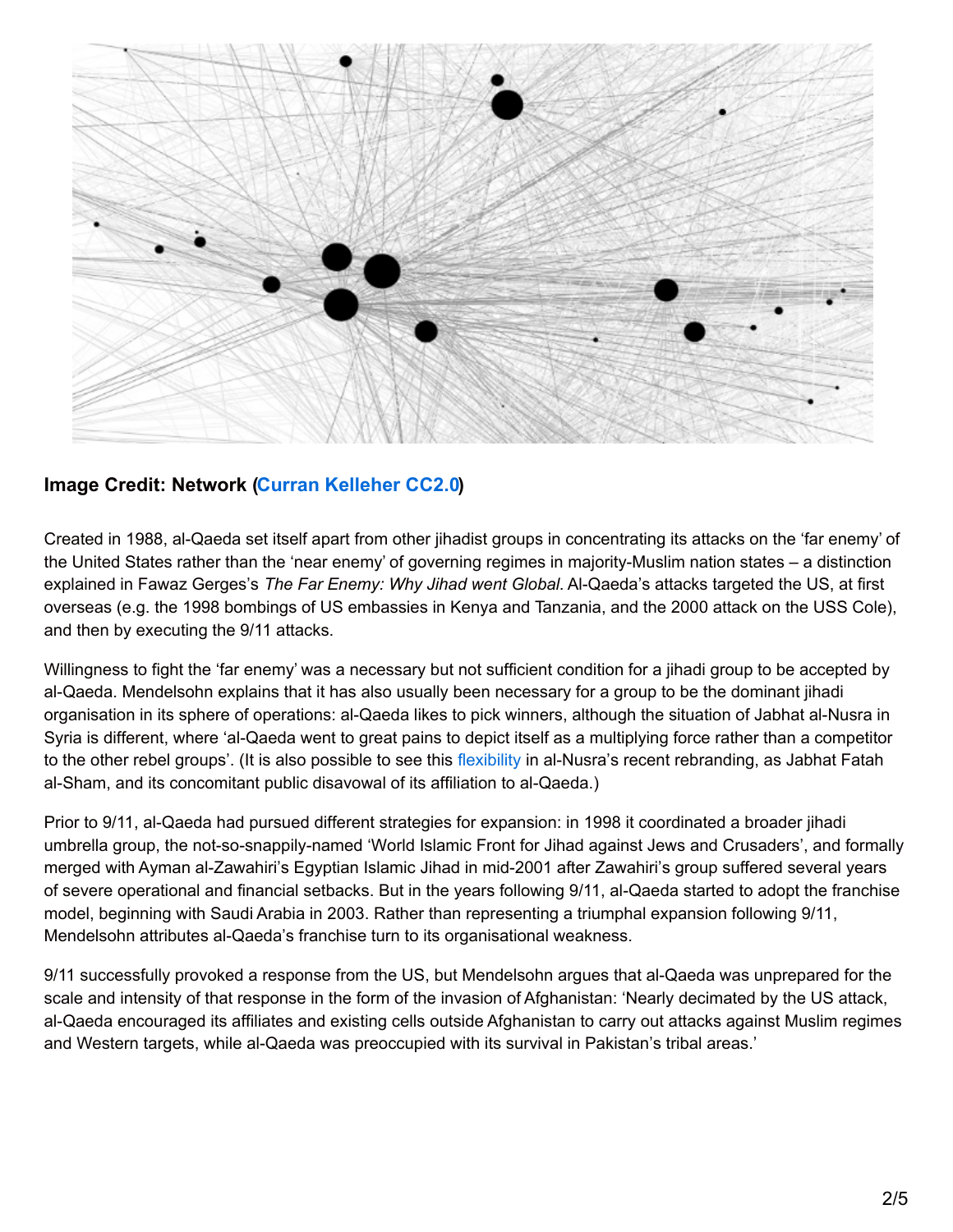**Image Credit: Network (Curran Kelleher CC2.0)**

Created in 1988, al-Qaeda set itself apart from other jihadist groups in concentrating its attacks on the 'far enemy' of the United States rather than the 'near enemy' of governing regimes in majority-Muslim nation states – a distinction explained in Fawaz Gerges's *The Far Enemy: Why Jihad went Global*. Al-Qaeda's attacks targeted the US, at first overseas (e.g. the 1998 bombings of US embassies in Kenya and Tanzania, and the 2000 attack on the USS Cole), and then by executing the 9/11 attacks.

Willingness to fight the 'far enemy' was a necessary but not sufficient condition for a jihadi group to be accepted by al-Qaeda. Mendelsohn explains that it has also usually been necessary for a group to be the dominant jihadi organisation in its sphere of operations: al-Qaeda likes to pick winners, although the situation of Jabhat al-Nusra in Syria is different, where 'al-Qaeda went to great pains to depict itself as a multiplying force rather than a competitor to the other rebel groups'. (It is also possible to see this flexibility in al-Nusra's recent rebranding, as Jabhat Fatah al-Sham, and its concomitant public disavowal of its affiliation to al-Qaeda.)

Prior to 9/11, al-Qaeda had pursued different strategies for expansion: in 1998 it coordinated a broader jihadi umbrella group, the not-so-snappily-named 'World Islamic Front for Jihad against Jews and Crusaders', and formally merged with Ayman al-Zawahiri's Egyptian Islamic Jihad in mid-2001 after Zawahiri's group suffered several years of severe operational and financial setbacks. But in the years following 9/11, al-Qaeda started to adopt the franchise model, beginning with Saudi Arabia in 2003. Rather than representing a triumphal expansion following 9/11, Mendelsohn attributes al-Qaeda's franchise turn to its organisational weakness.

9/11 successfully provoked a response from the US, but Mendelsohn argues that al-Qaeda was unprepared for the scale and intensity of that response in the form of the invasion of Afghanistan: 'Nearly decimated by the US attack, al-Qaeda encouraged its affiliates and existing cells outside Afghanistan to carry out attacks against Muslim regimes and Western targets, while al-Qaeda was preoccupied with its survival in Pakistan's tribal areas.'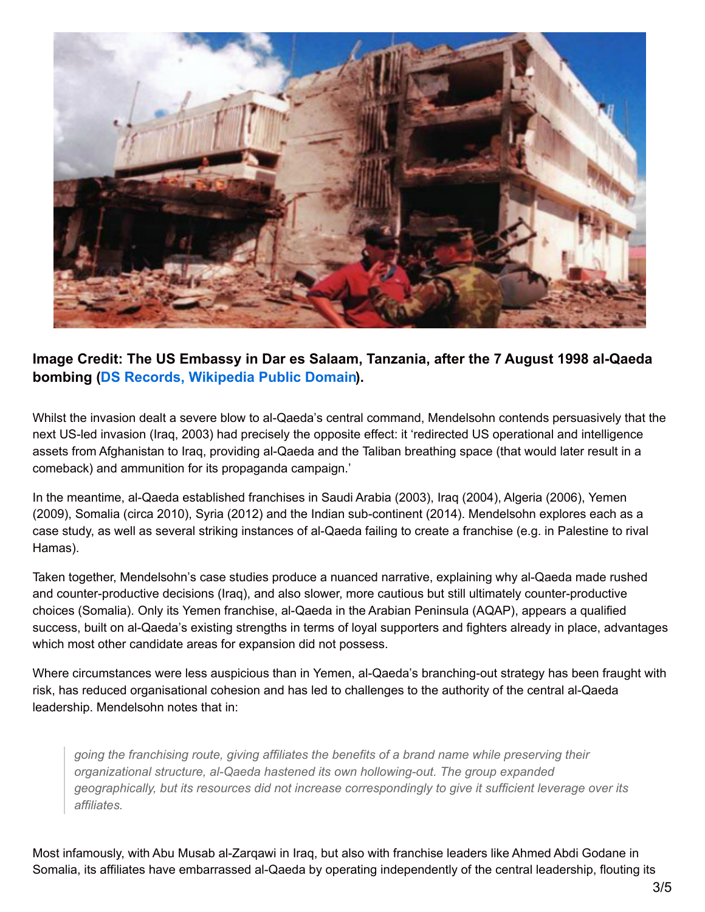**Image Credit: The US Embassy in Dar es Salaam, Tanzania, after the 7 August 1998 al-Qaeda bombing (DS Records, Wikipedia Public Domain).**

Whilst the invasion dealt a severe blow to al-Qaeda's central command, Mendelsohn contends persuasively that the next US-led invasion (Iraq, 2003) had precisely the opposite effect: it 'redirected US operational and intelligence assets from Afghanistan to Iraq, providing al-Qaeda and the Taliban breathing space (that would later result in a comeback) and ammunition for its propaganda campaign.'

In the meantime, al-Qaeda established franchises in Saudi Arabia (2003), Iraq (2004), Algeria (2006), Yemen (2009), Somalia (circa 2010), Syria (2012) and the Indian sub-continent (2014). Mendelsohn explores each as a case study, as well as several striking instances of al-Qaeda failing to create a franchise (e.g. in Palestine to rival Hamas).

Taken together, Mendelsohn's case studies produce a nuanced narrative, explaining why al-Qaeda made rushed and counter-productive decisions (Iraq), and also slower, more cautious but still ultimately counter-productive choices (Somalia). Only its Yemen franchise, al-Qaeda in the Arabian Peninsula (AQAP), appears a qualified success, built on al-Qaeda's existing strengths in terms of loyal supporters and fighters already in place, advantages which most other candidate areas for expansion did not possess.

Where circumstances were less auspicious than in Yemen, al-Qaeda's branching-out strategy has been fraught with risk, has reduced organisational cohesion and has led to challenges to the authority of the central al-Qaeda leadership. Mendelsohn notes that in:

> *going the franchising route, giving affiliates the benefits of a brand name while preserving their organizational structure, al-Qaeda hastened its own hollowing-out. The group expanded geographically, but its resources did not increase correspondingly to give it sufficient leverage over its affiliates.*

Most infamously, with Abu Musab al-Zarqawi in Iraq, but also with franchise leaders like Ahmed Abdi Godane in Somalia, its affiliates have embarrassed al-Qaeda by operating independently of the central leadership, flouting its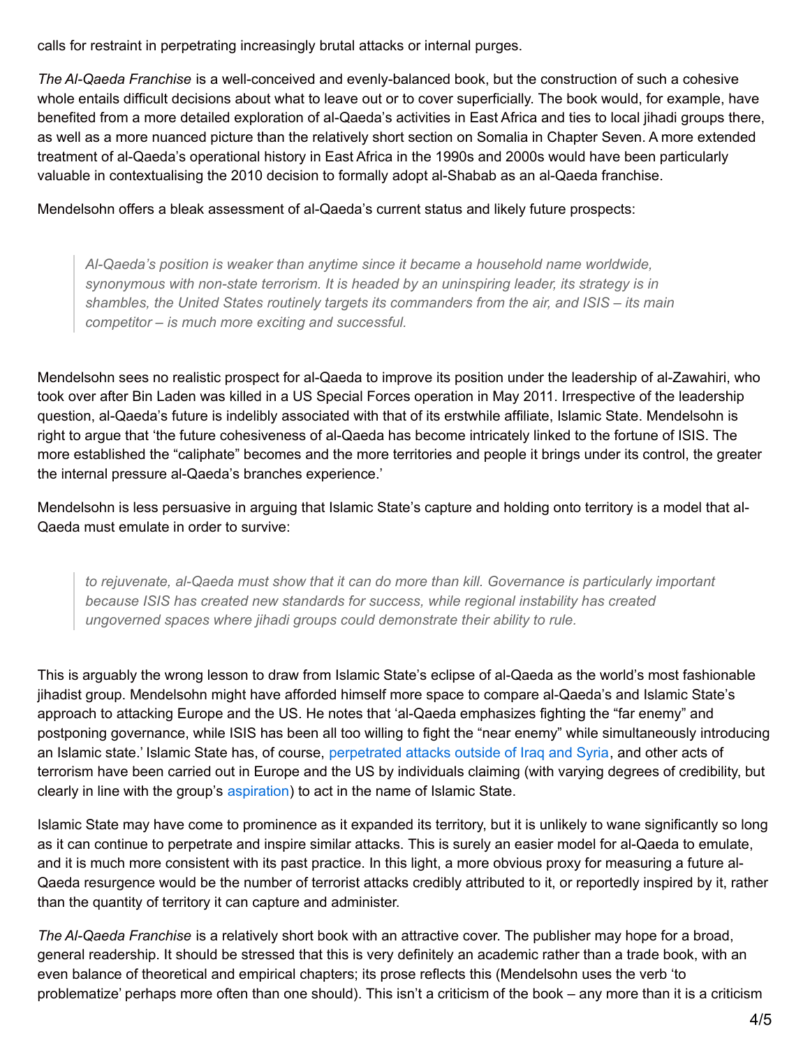calls for restraint in perpetrating increasingly brutal attacks or internal purges.

*The Al-Qaeda Franchise* is a well-conceived and evenly-balanced book, but the construction of such a cohesive whole entails difficult decisions about what to leave out or to cover superficially. The book would, for example, have benefited from a more detailed exploration of al-Qaeda's activities in East Africa and ties to local jihadi groups there, as well as a more nuanced picture than the relatively short section on Somalia in Chapter Seven. A more extended treatment of al-Qaeda's operational history in East Africa in the 1990s and 2000s would have been particularly valuable in contextualising the 2010 decision to formally adopt al-Shabab as an al-Qaeda franchise.

Mendelsohn offers a bleak assessment of al-Qaeda's current status and likely future prospects:

> *Al-Qaeda's position is weaker than anytime since it became a household name worldwide, synonymous with non-state terrorism. It is headed by an uninspiring leader, its strategy is in shambles, the United States routinely targets its commanders from the air, and ISIS – its main competitor – is much more exciting and successful.*

Mendelsohn sees no realistic prospect for al-Qaeda to improve its position under the leadership of al-Zawahiri, who took over after Bin Laden was killed in a US Special Forces operation in May 2011. Irrespective of the leadership question, al-Qaeda's future is indelibly associated with that of its erstwhile affiliate, Islamic State. Mendelsohn is right to argue that 'the future cohesiveness of al-Qaeda has become intricately linked to the fortune of ISIS. The more established the "caliphate" becomes and the more territories and people it brings under its control, the greater the internal pressure al-Qaeda's branches experience.'

Mendelsohn is less persuasive in arguing that Islamic State's capture and holding onto territory is a model that al-Qaeda must emulate in order to survive:

> *to rejuvenate, al-Qaeda must show that it can do more than kill. Governance is particularly important because ISIS has created new standards for success, while regional instability has created ungoverned spaces where jihadi groups could demonstrate their ability to rule.*

This is arguably the wrong lesson to draw from Islamic State's eclipse of al-Qaeda as the world's most fashionable jihadist group. Mendelsohn might have afforded himself more space to compare al-Qaeda's and Islamic State's approach to attacking Europe and the US. He notes that 'al-Qaeda emphasizes fighting the "far enemy" and postponing governance, while ISIS has been all too willing to fight the "near enemy" while simultaneously introducing an Islamic state.' Islamic State has, of course, perpetrated attacks outside of Iraq and Syria, and other acts of terrorism have been carried out in Europe and the US by individuals claiming (with varying degrees of credibility, but clearly in line with the group's aspiration) to act in the name of Islamic State.

Islamic State may have come to prominence as it expanded its territory, but it is unlikely to wane significantly so long as it can continue to perpetrate and inspire similar attacks. This is surely an easier model for al-Qaeda to emulate, and it is much more consistent with its past practice. In this light, a more obvious proxy for measuring a future al-Qaeda resurgence would be the number of terrorist attacks credibly attributed to it, or reportedly inspired by it, rather than the quantity of territory it can capture and administer.

*The Al-Qaeda Franchise* is a relatively short book with an attractive cover. The publisher may hope for a broad, general readership. It should be stressed that this is very definitely an academic rather than a trade book, with an even balance of theoretical and empirical chapters; its prose reflects this (Mendelsohn uses the verb 'to problematize' perhaps more often than one should). This isn't a criticism of the book – any more than it is a criticism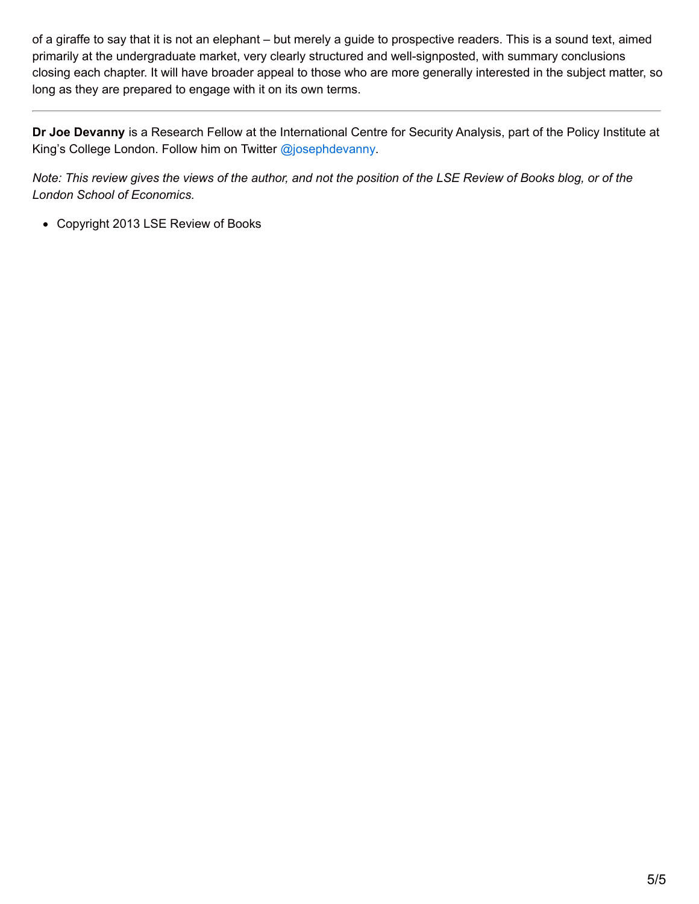of a giraffe to say that it is not an elephant – but merely a guide to prospective readers. This is a sound text, aimed primarily at the undergraduate market, very clearly structured and well-signposted, with summary conclusions closing each chapter. It will have broader appeal to those who are more generally interested in the subject matter, so long as they are prepared to engage with it on its own terms.

---

**Dr Joe Devanny** is a Research Fellow at the International Centre for Security Analysis, part of the Policy Institute at King's College London. Follow him on Twitter @josephdevanny.

*Note: This review gives the views of the author, and not the position of the LSE Review of Books blog, or of the London School of Economics.*

- Copyright 2013 LSE Review of Books